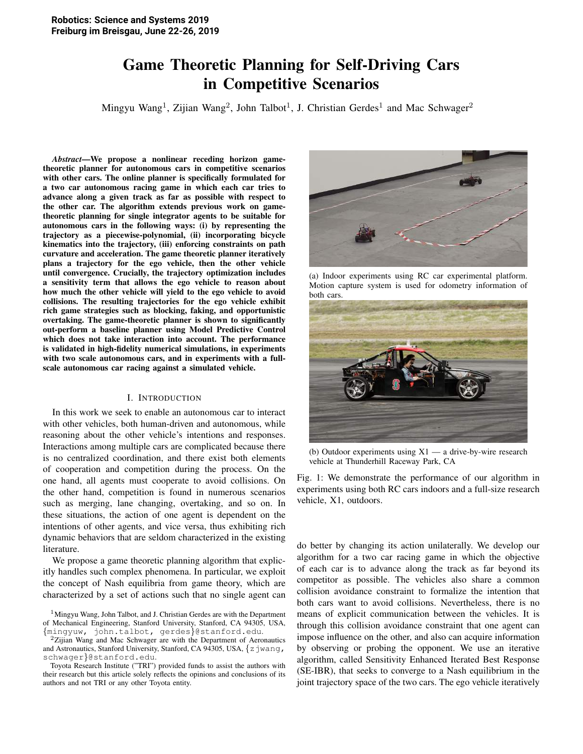# Game Theoretic Planning for Self-Driving Cars in Competitive Scenarios

Mingyu Wang[1], Zijian Wang[2], John Talbot[1], J. Christian Gerdes[1] and Mac Schwager[2]

***Abstract*—We propose a nonlinear receding horizon game-theoretic planner for autonomous cars in competitive scenarios with other cars. The online planner is specifically formulated for a two car autonomous racing game in which each car tries to advance along a given track as far as possible with respect to the other car. The algorithm extends previous work on game-theoretic planning for single integrator agents to be suitable for autonomous cars in the following ways: (i) by representing the trajectory as a piecewise-polynomial, (ii) incorporating bicycle kinematics into the trajectory, (iii) enforcing constraints on path curvature and acceleration. The game theoretic planner iteratively plans a trajectory for the ego vehicle, then the other vehicle until convergence. Crucially, the trajectory optimization includes a sensitivity term that allows the ego vehicle to reason about how much the other vehicle will yield to the ego vehicle to avoid collisions. The resulting trajectories for the ego vehicle exhibit rich game strategies such as blocking, faking, and opportunistic overtaking. The game-theoretic planner is shown to significantly out-perform a baseline planner using Model Predictive Control which does not take interaction into account. The performance is validated in high-fidelity numerical simulations, in experiments with two scale autonomous cars, and in experiments with a full-scale autonomous car racing against a simulated vehicle.**

## I. Introduction

In this work we seek to enable an autonomous car to interact with other vehicles, both human-driven and autonomous, while reasoning about the other vehicle's intentions and responses. Interactions among multiple cars are complicated because there is no centralized coordination, and there exist both elements of cooperation and competition during the process. On the one hand, all agents must cooperate to avoid collisions. On the other hand, competition is found in numerous scenarios such as merging, lane changing, overtaking, and so on. In these situations, the action of one agent is dependent on the intentions of other agents, and vice versa, thus exhibiting rich dynamic behaviors that are seldom characterized in the existing literature.

We propose a game theoretic planning algorithm that explicitly handles such complex phenomena. In particular, we exploit the concept of Nash equilibria from game theory, which are characterized by a set of actions such that no single agent can do better by changing its action unilaterally. We develop our algorithm for a two car racing game in which the objective of each car is to advance along the track as far beyond its competitor as possible. The vehicles also share a common collision avoidance constraint to formalize the intention that both cars want to avoid collisions. Nevertheless, there is no means of explicit communication between the vehicles. It is through this collision avoidance constraint that one agent can impose influence on the other, and also can acquire information by observing or probing the opponent. We use an iterative algorithm, called Sensitivity Enhanced Iterated Best Response (SE-IBR), that seeks to converge to a Nash equilibrium in the joint trajectory space of the two cars. The ego vehicle iteratively

(a) Indoor experiments using RC car experimental platform. Motion capture system is used for odometry information of both cars.

(b) Outdoor experiments using X1 — a drive-by-wire research vehicle at Thunderhill Raceway Park, CA

Fig. 1: We demonstrate the performance of our algorithm in experiments using both RC cars indoors and a full-size research vehicle, X1, outdoors.

[1]Mingyu Wang, John Talbot, and J. Christian Gerdes are with the Department of Mechanical Engineering, Stanford University, Stanford, CA 94305, USA, {mingyuw, john.talbot, gerdes}@stanford.edu.

[2]Zijian Wang and Mac Schwager are with the Department of Aeronautics and Astronautics, Stanford University, Stanford, CA 94305, USA, {zjwang, schwager}@stanford.edu.

Toyota Research Institute ("TRI") provided funds to assist the authors with their research but this article solely reflects the opinions and conclusions of its authors and not TRI or any other Toyota entity.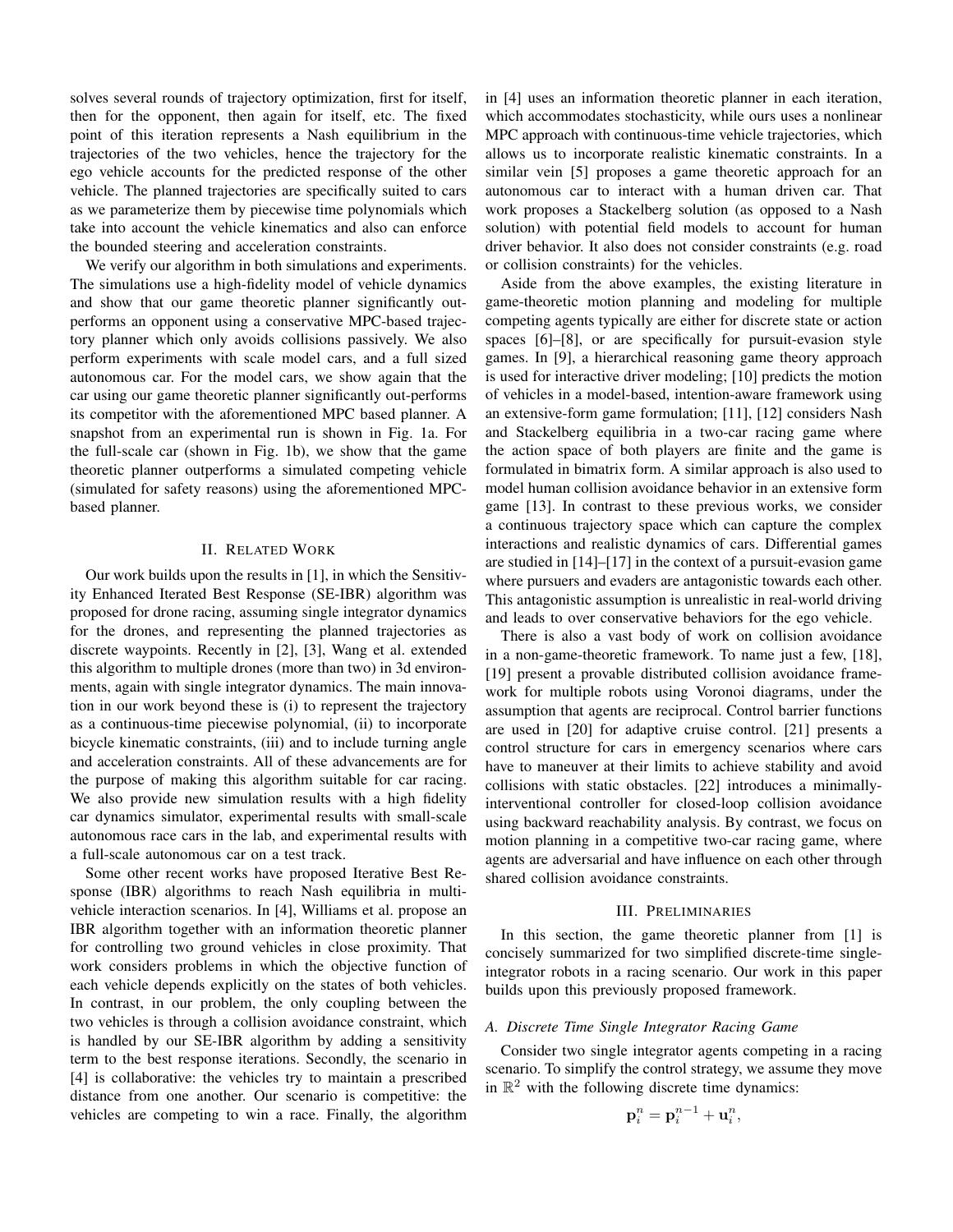solves several rounds of trajectory optimization, first for itself, then for the opponent, then again for itself, etc. The fixed point of this iteration represents a Nash equilibrium in the trajectories of the two vehicles, hence the trajectory for the ego vehicle accounts for the predicted response of the other vehicle. The planned trajectories are specifically suited to cars as we parameterize them by piecewise time polynomials which take into account the vehicle kinematics and also can enforce the bounded steering and acceleration constraints.

We verify our algorithm in both simulations and experiments. The simulations use a high-fidelity model of vehicle dynamics and show that our game theoretic planner significantly outperforms an opponent using a conservative MPC-based trajectory planner which only avoids collisions passively. We also perform experiments with scale model cars, and a full sized autonomous car. For the model cars, we show again that the car using our game theoretic planner significantly out-performs its competitor with the aforementioned MPC based planner. A snapshot from an experimental run is shown in Fig. 1a. For the full-scale car (shown in Fig. 1b), we show that the game theoretic planner outperforms a simulated competing vehicle (simulated for safety reasons) using the aforementioned MPC-based planner.

## II. Related Work

Our work builds upon the results in [1], in which the Sensitivity Enhanced Iterated Best Response (SE-IBR) algorithm was proposed for drone racing, assuming single integrator dynamics for the drones, and representing the planned trajectories as discrete waypoints. Recently in [2], [3], Wang et al. extended this algorithm to multiple drones (more than two) in 3d environments, again with single integrator dynamics. The main innovation in our work beyond these is (i) to represent the trajectory as a continuous-time piecewise polynomial, (ii) to incorporate bicycle kinematic constraints, (iii) and to include turning angle and acceleration constraints. All of these advancements are for the purpose of making this algorithm suitable for car racing. We also provide new simulation results with a high fidelity car dynamics simulator, experimental results with small-scale autonomous race cars in the lab, and experimental results with a full-scale autonomous car on a test track.

Some other recent works have proposed Iterative Best Response (IBR) algorithms to reach Nash equilibria in multi-vehicle interaction scenarios. In [4], Williams et al. propose an IBR algorithm together with an information theoretic planner for controlling two ground vehicles in close proximity. That work considers problems in which the objective function of each vehicle depends explicitly on the states of both vehicles. In contrast, in our problem, the only coupling between the two vehicles is through a collision avoidance constraint, which is handled by our SE-IBR algorithm by adding a sensitivity term to the best response iterations. Secondly, the scenario in [4] is collaborative: the vehicles try to maintain a prescribed distance from one another. Our scenario is competitive: the vehicles are competing to win a race. Finally, the algorithm in [4] uses an information theoretic planner in each iteration, which accommodates stochasticity, while ours uses a nonlinear MPC approach with continuous-time vehicle trajectories, which allows us to incorporate realistic kinematic constraints. In a similar vein [5] proposes a game theoretic approach for an autonomous car to interact with a human driven car. That work proposes a Stackelberg solution (as opposed to a Nash solution) with potential field models to account for human driver behavior. It also does not consider constraints (e.g. road or collision constraints) for the vehicles.

Aside from the above examples, the existing literature in game-theoretic motion planning and modeling for multiple competing agents typically are either for discrete state or action spaces [6]–[8], or are specifically for pursuit-evasion style games. In [9], a hierarchical reasoning game theory approach is used for interactive driver modeling; [10] predicts the motion of vehicles in a model-based, intention-aware framework using an extensive-form game formulation; [11], [12] considers Nash and Stackelberg equilibria in a two-car racing game where the action space of both players are finite and the game is formulated in bimatrix form. A similar approach is also used to model human collision avoidance behavior in an extensive form game [13]. In contrast to these previous works, we consider a continuous trajectory space which can capture the complex interactions and realistic dynamics of cars. Differential games are studied in [14]–[17] in the context of a pursuit-evasion game where pursuers and evaders are antagonistic towards each other. This antagonistic assumption is unrealistic in real-world driving and leads to over conservative behaviors for the ego vehicle.

There is also a vast body of work on collision avoidance in a non-game-theoretic framework. To name just a few, [18], [19] present a provable distributed collision avoidance framework for multiple robots using Voronoi diagrams, under the assumption that agents are reciprocal. Control barrier functions are used in [20] for adaptive cruise control. [21] presents a control structure for cars in emergency scenarios where cars have to maneuver at their limits to achieve stability and avoid collisions with static obstacles. [22] introduces a minimally-interventional controller for closed-loop collision avoidance using backward reachability analysis. By contrast, we focus on motion planning in a competitive two-car racing game, where agents are adversarial and have influence on each other through shared collision avoidance constraints.

## III. Preliminaries

In this section, the game theoretic planner from [1] is concisely summarized for two simplified discrete-time single-integrator robots in a racing scenario. Our work in this paper builds upon this previously proposed framework.

### A. Discrete Time Single Integrator Racing Game

Consider two single integrator agents competing in a racing scenario. To simplify the control strategy, we assume they move in $\mathbb{R}^2$ with the following discrete time dynamics:

$$\mathbf{p}_i^n = \mathbf{p}_i^{n-1} + \mathbf{u}_i^n,$$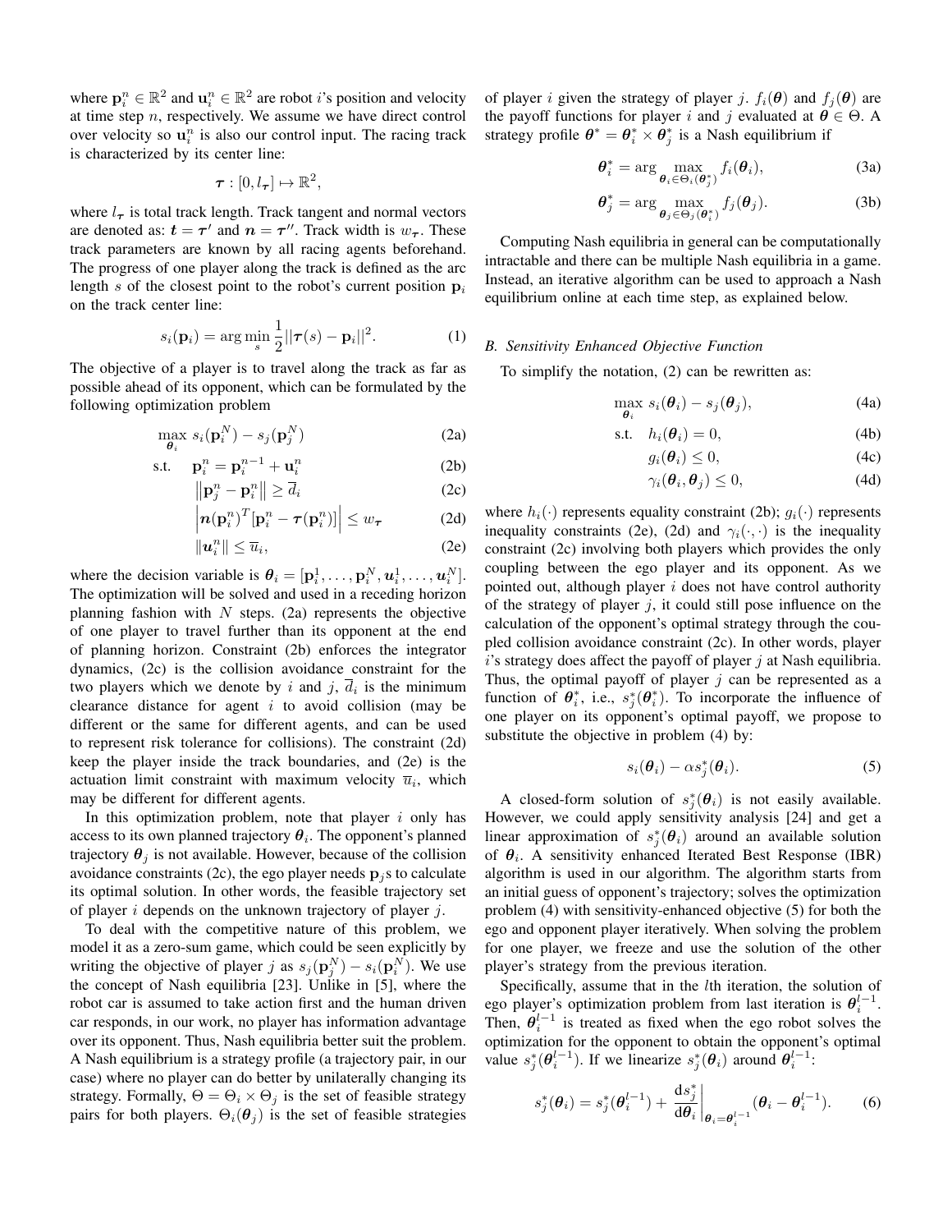where $\mathbf{p}_i^n \in \mathbb{R}^2$ and $\mathbf{u}_i^n \in \mathbb{R}^2$ are robot $i$'s position and velocity at time step $n$, respectively. We assume we have direct control over velocity so $\mathbf{u}_i^n$ is also our control input. The racing track is characterized by its center line:

$$\boldsymbol{\tau} : [0, l_{\boldsymbol{\tau}}] \mapsto \mathbb{R}^2,$$

where $l_{\boldsymbol{\tau}}$ is total track length. Track tangent and normal vectors are denoted as: $\boldsymbol{t} = \boldsymbol{\tau}'$ and $\boldsymbol{n} = \boldsymbol{\tau}''$. Track width is $w_{\boldsymbol{\tau}}$. These track parameters are known by all racing agents beforehand. The progress of one player along the track is defined as the arc length $s$ of the closest point to the robot's current position $\mathbf{p}_i$ on the track center line:

$$s_i(\mathbf{p}_i) = \arg\min_s \frac{1}{2}||\boldsymbol{\tau}(s) - \mathbf{p}_i||^2. \tag{1}$$

The objective of a player is to travel along the track as far as possible ahead of its opponent, which can be formulated by the following optimization problem

$$\max_{\boldsymbol{\theta}_i} \; s_i(\mathbf{p}_i^N) - s_j(\mathbf{p}_j^N) \tag{2a}$$

$$\text{s.t.} \quad \mathbf{p}_i^n = \mathbf{p}_i^{n-1} + \mathbf{u}_i^n \tag{2b}$$

$$\left\|\mathbf{p}_j^n - \mathbf{p}_i^n\right\| \geq \overline{d}_i \tag{2c}$$

$$\left|\boldsymbol{n}(\mathbf{p}_i^n)^T[\mathbf{p}_i^n - \boldsymbol{\tau}(\mathbf{p}_i^n)]\right| \leq w_{\boldsymbol{\tau}} \tag{2d}$$

$$\|\boldsymbol{u}_i^n\| \leq \overline{u}_i, \tag{2e}$$

where the decision variable is $\boldsymbol{\theta}_i = [\mathbf{p}_i^1, \ldots, \mathbf{p}_i^N, \boldsymbol{u}_i^1, \ldots, \boldsymbol{u}_i^N]$. The optimization will be solved and used in a receding horizon planning fashion with $N$ steps. (2a) represents the objective of one player to travel further than its opponent at the end of planning horizon. Constraint (2b) enforces the integrator dynamics, (2c) is the collision avoidance constraint for the two players which we denote by $i$ and $j$, $\overline{d}_i$ is the minimum clearance distance for agent $i$ to avoid collision (may be different or the same for different agents, and can be used to represent risk tolerance for collisions). The constraint (2d) keep the player inside the track boundaries, and (2e) is the actuation limit constraint with maximum velocity $\overline{u}_i$, which may be different for different agents.

In this optimization problem, note that player $i$ only has access to its own planned trajectory $\boldsymbol{\theta}_i$. The opponent's planned trajectory $\boldsymbol{\theta}_j$ is not available. However, because of the collision avoidance constraints (2c), the ego player needs $\mathbf{p}_j$s to calculate its optimal solution. In other words, the feasible trajectory set of player $i$ depends on the unknown trajectory of player $j$.

To deal with the competitive nature of this problem, we model it as a zero-sum game, which could be seen explicitly by writing the objective of player $j$ as $s_j(\mathbf{p}_j^N) - s_i(\mathbf{p}_i^N)$. We use the concept of Nash equilibria [23]. Unlike in [5], where the robot car is assumed to take action first and the human driven car responds, in our work, no player has information advantage over its opponent. Thus, Nash equilibria better suit the problem. A Nash equilibrium is a strategy profile (a trajectory pair, in our case) where no player can do better by unilaterally changing its strategy. Formally, $\Theta = \Theta_i \times \Theta_j$ is the set of feasible strategy pairs for both players. $\Theta_i(\boldsymbol{\theta}_j)$ is the set of feasible strategies of player $i$ given the strategy of player $j$. $f_i(\boldsymbol{\theta})$ and $f_j(\boldsymbol{\theta})$ are the payoff functions for player $i$ and $j$ evaluated at $\boldsymbol{\theta} \in \Theta$. A strategy profile $\boldsymbol{\theta}^* = \boldsymbol{\theta}_i^* \times \boldsymbol{\theta}_j^*$ is a Nash equilibrium if

$$\boldsymbol{\theta}_i^* = \arg\max_{\boldsymbol{\theta}_i \in \Theta_i(\boldsymbol{\theta}_j^*)} f_i(\boldsymbol{\theta}_i), \tag{3a}$$

$$\boldsymbol{\theta}_j^* = \arg\max_{\boldsymbol{\theta}_j \in \Theta_j(\boldsymbol{\theta}_i^*)} f_j(\boldsymbol{\theta}_j). \tag{3b}$$

Computing Nash equilibria in general can be computationally intractable and there can be multiple Nash equilibria in a game. Instead, an iterative algorithm can be used to approach a Nash equilibrium online at each time step, as explained below.

### B. Sensitivity Enhanced Objective Function

To simplify the notation, (2) can be rewritten as:

$$\max_{\boldsymbol{\theta}_i} \; s_i(\boldsymbol{\theta}_i) - s_j(\boldsymbol{\theta}_j), \tag{4a}$$

$$\text{s.t.} \quad h_i(\boldsymbol{\theta}_i) = 0, \tag{4b}$$

$$g_i(\boldsymbol{\theta}_i) \leq 0, \tag{4c}$$

$$\gamma_i(\boldsymbol{\theta}_i, \boldsymbol{\theta}_j) \leq 0, \tag{4d}$$

where $h_i(\cdot)$ represents equality constraint (2b); $g_i(\cdot)$ represents inequality constraints (2e), (2d) and $\gamma_i(\cdot, \cdot)$ is the inequality constraint (2c) involving both players which provides the only coupling between the ego player and its opponent. As we pointed out, although player $i$ does not have control authority of the strategy of player $j$, it could still pose influence on the calculation of the opponent's optimal strategy through the coupled collision avoidance constraint (2c). In other words, player $i$'s strategy does affect the payoff of player $j$ at Nash equilibria. Thus, the optimal payoff of player $j$ can be represented as a function of $\boldsymbol{\theta}_i^*$, i.e., $s_j^*(\boldsymbol{\theta}_i^*)$. To incorporate the influence of one player on its opponent's optimal payoff, we propose to substitute the objective in problem (4) by:

$$s_i(\boldsymbol{\theta}_i) - \alpha s_j^*(\boldsymbol{\theta}_i). \tag{5}$$

A closed-form solution of $s_j^*(\boldsymbol{\theta}_i)$ is not easily available. However, we could apply sensitivity analysis [24] and get a linear approximation of $s_j^*(\boldsymbol{\theta}_i)$ around an available solution of $\boldsymbol{\theta}_i$. A sensitivity enhanced Iterated Best Response (IBR) algorithm is used in our algorithm. The algorithm starts from an initial guess of opponent's trajectory; solves the optimization problem (4) with sensitivity-enhanced objective (5) for both the ego and opponent player iteratively. When solving the problem for one player, we freeze and use the solution of the other player's strategy from the previous iteration.

Specifically, assume that in the $l$th iteration, the solution of ego player's optimization problem from last iteration is $\boldsymbol{\theta}_i^{l-1}$. Then, $\boldsymbol{\theta}_i^{l-1}$ is treated as fixed when the ego robot solves the optimization for the opponent to obtain the opponent's optimal value $s_j^*(\boldsymbol{\theta}_i^{l-1})$. If we linearize $s_j^*(\boldsymbol{\theta}_i)$ around $\boldsymbol{\theta}_i^{l-1}$:

$$s_j^*(\boldsymbol{\theta}_i) = s_j^*(\boldsymbol{\theta}_i^{l-1}) + \left.\frac{\mathrm{d}s_j^*}{\mathrm{d}\boldsymbol{\theta}_i}\right|_{\boldsymbol{\theta}_i = \boldsymbol{\theta}_i^{l-1}} (\boldsymbol{\theta}_i - \boldsymbol{\theta}_i^{l-1}). \tag{6}$$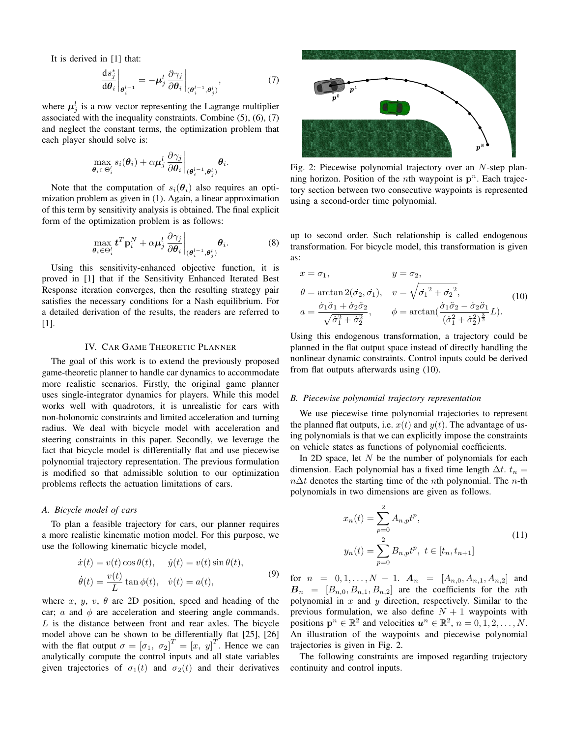It is derived in [1] that:

$$\left.\frac{\mathrm{d}s_j^*}{\mathrm{d}\boldsymbol{\theta}_i}\right|_{\boldsymbol{\theta}_i^{l-1}} = -\boldsymbol{\mu}_j^l \left.\frac{\partial \gamma_j}{\partial \boldsymbol{\theta}_i}\right|_{(\boldsymbol{\theta}_i^{l-1}, \boldsymbol{\theta}_j^l)}, \tag{7}$$

where $\boldsymbol{\mu}_j^l$ is a row vector representing the Lagrange multiplier associated with the inequality constraints. Combine (5), (6), (7) and neglect the constant terms, the optimization problem that each player should solve is:

$$\max_{\boldsymbol{\theta}_i \in \Theta_i^l} s_i(\boldsymbol{\theta}_i) + \alpha \boldsymbol{\mu}_j^l \left.\frac{\partial \gamma_j}{\partial \boldsymbol{\theta}_i}\right|_{(\boldsymbol{\theta}_i^{l-1}, \boldsymbol{\theta}_j^l)} \boldsymbol{\theta}_i.$$

Note that the computation of $s_i(\boldsymbol{\theta}_i)$ also requires an optimization problem as given in (1). Again, a linear approximation of this term by sensitivity analysis is obtained. The final explicit form of the optimization problem is as follows:

$$\max_{\boldsymbol{\theta}_i \in \Theta_i^l} \boldsymbol{t}^T \mathbf{p}_i^N + \alpha \boldsymbol{\mu}_j^l \left.\frac{\partial \gamma_j}{\partial \boldsymbol{\theta}_i}\right|_{(\boldsymbol{\theta}_i^{l-1}, \boldsymbol{\theta}_j^l)} \boldsymbol{\theta}_i. \tag{8}$$

Using this sensitivity-enhanced objective function, it is proved in [1] that if the Sensitivity Enhanced Iterated Best Response iteration converges, then the resulting strategy pair satisfies the necessary conditions for a Nash equilibrium. For a detailed derivation of the results, the readers are referred to [1].

## IV. Car Game Theoretic Planner

The goal of this work is to extend the previously proposed game-theoretic planner to handle car dynamics to accommodate more realistic scenarios. Firstly, the original game planner uses single-integrator dynamics for players. While this model works well with quadrotors, it is unrealistic for cars with non-holonomic constraints and limited acceleration and turning radius. We deal with bicycle model with acceleration and steering constraints in this paper. Secondly, we leverage the fact that bicycle model is differentially flat and use piecewise polynomial trajectory representation. The previous formulation is modified so that admissible solution to our optimization problems reflects the actuation limitations of cars.

### A. Bicycle model of cars

To plan a feasible trajectory for cars, our planner requires a more realistic kinematic motion model. For this purpose, we use the following kinematic bicycle model,

$$\begin{aligned}
&\dot{x}(t) = v(t)\cos\theta(t), \quad \dot{y}(t) = v(t)\sin\theta(t), \\
&\dot{\theta}(t) = \frac{v(t)}{L}\tan\phi(t), \quad \dot{v}(t) = a(t),
\end{aligned} \tag{9}$$

where $x$, $y$, $v$, $\theta$ are 2D position, speed and heading of the car; $a$ and $\phi$ are acceleration and steering angle commands. $L$ is the distance between front and rear axles. The bicycle model above can be shown to be differentially flat [25], [26] with the flat output $\sigma = [\sigma_1,\ \sigma_2]^T = [x,\ y]^T$. Hence we can analytically compute the control inputs and all state variables given trajectories of $\sigma_1(t)$ and $\sigma_2(t)$ and their derivatives up to second order. Such relationship is called endogenous transformation. For bicycle model, this transformation is given as:

$$\begin{aligned}
&x = \sigma_1, && y = \sigma_2, \\
&\theta = \arctan 2(\dot{\sigma_2}, \dot{\sigma_1}), && v = \sqrt{\dot{\sigma_1}^2 + \dot{\sigma_2}^2}, \\
&a = \frac{\dot{\sigma}_1\ddot{\sigma}_1 + \dot{\sigma}_2\ddot{\sigma}_2}{\sqrt{\dot{\sigma}_1^2 + \dot{\sigma}_2^2}}, && \phi = \arctan\left(\frac{\dot{\sigma}_1\ddot{\sigma}_2 - \dot{\sigma}_2\ddot{\sigma}_1}{(\dot{\sigma}_1^2 + \dot{\sigma}_2^2)^{\frac{3}{2}}} L\right).
\end{aligned} \tag{10}$$

Using this endogenous transformation, a trajectory could be planned in the flat output space instead of directly handling the nonlinear dynamic constraints. Control inputs could be derived from flat outputs afterwards using (10).

Fig. 2: Piecewise polynomial trajectory over an $N$-step planning horizon. Position of the $n$th waypoint is $\mathbf{p}^n$. Each trajectory section between two consecutive waypoints is represented using a second-order time polynomial.

### B. Piecewise polynomial trajectory representation

We use piecewise time polynomial trajectories to represent the planned flat outputs, i.e. $x(t)$ and $y(t)$. The advantage of using polynomials is that we can explicitly impose the constraints on vehicle states as functions of polynomial coefficients.

In 2D space, let $N$ be the number of polynomials for each dimension. Each polynomial has a fixed time length $\Delta t$. $t_n = n\Delta t$ denotes the starting time of the $n$th polynomial. The $n$-th polynomials in two dimensions are given as follows.

$$\begin{aligned}
x_n(t) &= \sum_{p=0}^{2} A_{n,p} t^p, \\
y_n(t) &= \sum_{p=0}^{2} B_{n,p} t^p, \ \ t \in [t_n, t_{n+1}]
\end{aligned} \tag{11}$$

for $n = 0, 1, \ldots, N-1$. $\boldsymbol{A}_n = [A_{n,0}, A_{n,1}, A_{n,2}]$ and $\boldsymbol{B}_n = [B_{n,0}, B_{n,1}, B_{n,2}]$ are the coefficients for the $n$th polynomial in $x$ and $y$ direction, respectively. Similar to the previous formulation, we also define $N+1$ waypoints with positions $\mathbf{p}^n \in \mathbb{R}^2$ and velocities $\boldsymbol{u}^n \in \mathbb{R}^2$, $n = 0, 1, 2, \ldots, N$. An illustration of the waypoints and piecewise polynomial trajectories is given in Fig. 2.

The following constraints are imposed regarding trajectory continuity and control inputs.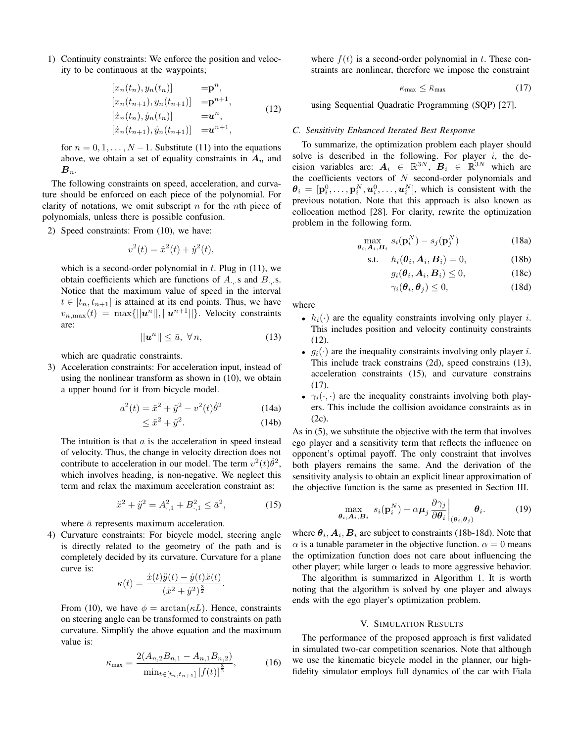1) Continuity constraints: We enforce the position and velocity to be continuous at the waypoints;

$$
\begin{aligned}
[x_n(t_n), y_n(t_n)] \quad &= \mathbf{p}^n, \\
[x_n(t_{n+1}), y_n(t_{n+1})] \quad &= \mathbf{p}^{n+1}, \\
[\dot{x}_n(t_n), \dot{y}_n(t_n)] \quad &= \boldsymbol{u}^n, \\
[\dot{x}_n(t_{n+1}), \dot{y}_n(t_{n+1})] \quad &= \boldsymbol{u}^{n+1},
\end{aligned} \tag{12}
$$

for $n = 0, 1, \ldots, N-1$. Substitute (11) into the equations above, we obtain a set of equality constraints in $\boldsymbol{A}_n$ and $\boldsymbol{B}_n$.

The following constraints on speed, acceleration, and curvature should be enforced on each piece of the polynomial. For clarity of notations, we omit subscript $n$ for the $n$th piece of polynomials, unless there is possible confusion.

2) Speed constraints: From (10), we have:

$$
v^2(t) = \dot{x}^2(t) + \dot{y}^2(t),
$$

which is a second-order polynomial in $t$. Plug in (11), we obtain coefficients which are functions of $A_{\cdot,\cdot}$s and $B_{\cdot,\cdot}$s. Notice that the maximum value of speed in the interval $t \in [t_n, t_{n+1}]$ is attained at its end points. Thus, we have $v_{n,\max}(t) = \max\{||\boldsymbol{u}^n||, ||\boldsymbol{u}^{n+1}||\}$. Velocity constraints are:

$$
||\boldsymbol{u}^n|| \leq \bar{u}, \ \forall n, \tag{13}
$$

which are quadratic constraints.

3) Acceleration constraints: For acceleration input, instead of using the nonlinear transform as shown in (10), we obtain a upper bound for it from bicycle model.

$$
\begin{aligned}
a^2(t) &= \ddot{x}^2 + \ddot{y}^2 - v^2(t)\dot{\theta}^2 \qquad (14a) \\
&\leq \ddot{x}^2 + \ddot{y}^2. \qquad (14b)
\end{aligned}
$$

The intuition is that $a$ is the acceleration in speed instead of velocity. Thus, the change in velocity direction does not contribute to acceleration in our model. The term $v^2(t)\dot{\theta}^2$, which involves heading, is non-negative. We neglect this term and relax the maximum acceleration constraint as:

$$
\ddot{x}^2 + \ddot{y}^2 = A_{\cdot,1}^2 + B_{\cdot,1}^2 \leq \bar{a}^2, \tag{15}
$$

where $\bar{a}$ represents maximum acceleration.

4) Curvature constraints: For bicycle model, steering angle is directly related to the geometry of the path and is completely decided by its curvature. Curvature for a plane curve is:

$$
\kappa(t) = \frac{\dot{x}(t)\ddot{y}(t) - \dot{y}(t)\ddot{x}(t)}{(\dot{x}^2 + \dot{y}^2)^{\frac{3}{2}}}.
$$

From (10), we have $\phi = \arctan(\kappa L)$. Hence, constraints on steering angle can be transformed to constraints on path curvature. Simplify the above equation and the maximum value is:

$$
\kappa_{\max} = \frac{2(A_{n,2}B_{n,1} - A_{n,1}B_{n,2})}{\min_{t \in [t_n, t_{n+1}]} [f(t)]^{\frac{3}{2}}}, \tag{16}
$$

where $f(t)$ is a second-order polynomial in $t$. These constraints are nonlinear, therefore we impose the constraint

$$
\kappa_{\max} \leq \bar{\kappa}_{\max} \tag{17}
$$

using Sequential Quadratic Programming (SQP) [27].

### C. Sensitivity Enhanced Iterated Best Response

To summarize, the optimization problem each player should solve is described in the following. For player $i$, the decision variables are: $\boldsymbol{A}_i \in \mathbb{R}^{3N}$, $\boldsymbol{B}_i \in \mathbb{R}^{3N}$ which are the coefficients vectors of $N$ second-order polynomials and $\boldsymbol{\theta}_i = [\mathbf{p}_i^0, \ldots, \mathbf{p}_i^N, \boldsymbol{u}_i^0, \ldots, \boldsymbol{u}_i^N]$, which is consistent with the previous notation. Note that this approach is also known as collocation method [28]. For clarity, rewrite the optimization problem in the following form.

$$
\begin{aligned}
\max_{\boldsymbol{\theta}_i, \boldsymbol{A}_i, \boldsymbol{B}_i} \quad & s_i(\mathbf{p}_i^N) - s_j(\mathbf{p}_j^N) && (18a) \\
\text{s.t.} \quad & h_i(\boldsymbol{\theta}_i, \boldsymbol{A}_i, \boldsymbol{B}_i) = 0, && (18b) \\
& g_i(\boldsymbol{\theta}_i, \boldsymbol{A}_i, \boldsymbol{B}_i) \leq 0, && (18c) \\
& \gamma_i(\boldsymbol{\theta}_i, \boldsymbol{\theta}_j) \leq 0, && (18d)
\end{aligned}
$$

where

- $h_i(\cdot)$ are the equality constraints involving only player $i$. This includes position and velocity continuity constraints (12).
- $g_i(\cdot)$ are the inequality constraints involving only player $i$. This include track constrains (2d), speed constrains (13), acceleration constraints (15), and curvature constrains (17).
- $\gamma_i(\cdot, \cdot)$ are the inequality constraints involving both players. This include the collision avoidance constraints as in (2c).

As in (5), we substitute the objective with the term that involves ego player and a sensitivity term that reflects the influence on opponent's optimal payoff. The only constraint that involves both players remains the same. And the derivation of the sensitivity analysis to obtain an explicit linear approximation of the objective function is the same as presented in Section III.

$$
\max_{\boldsymbol{\theta}_i, \boldsymbol{A}_i, \boldsymbol{B}_i} \ s_i(\mathbf{p}_i^N) + \alpha \boldsymbol{\mu}_j \left. \frac{\partial \gamma_j}{\partial \boldsymbol{\theta}_i} \right|_{(\boldsymbol{\theta}_i, \boldsymbol{\theta}_j)} \boldsymbol{\theta}_i. \tag{19}
$$

where $\boldsymbol{\theta}_i, \boldsymbol{A}_i, \boldsymbol{B}_i$ are subject to constraints (18b-18d). Note that $\alpha$ is a tunable parameter in the objective function. $\alpha = 0$ means the optimization function does not care about influencing the other player; while larger $\alpha$ leads to more aggressive behavior.

The algorithm is summarized in Algorithm 1. It is worth noting that the algorithm is solved by one player and always ends with the ego player's optimization problem.

## V. Simulation Results

The performance of the proposed approach is first validated in simulated two-car competition scenarios. Note that although we use the kinematic bicycle model in the planner, our high-fidelity simulator employs full dynamics of the car with Fiala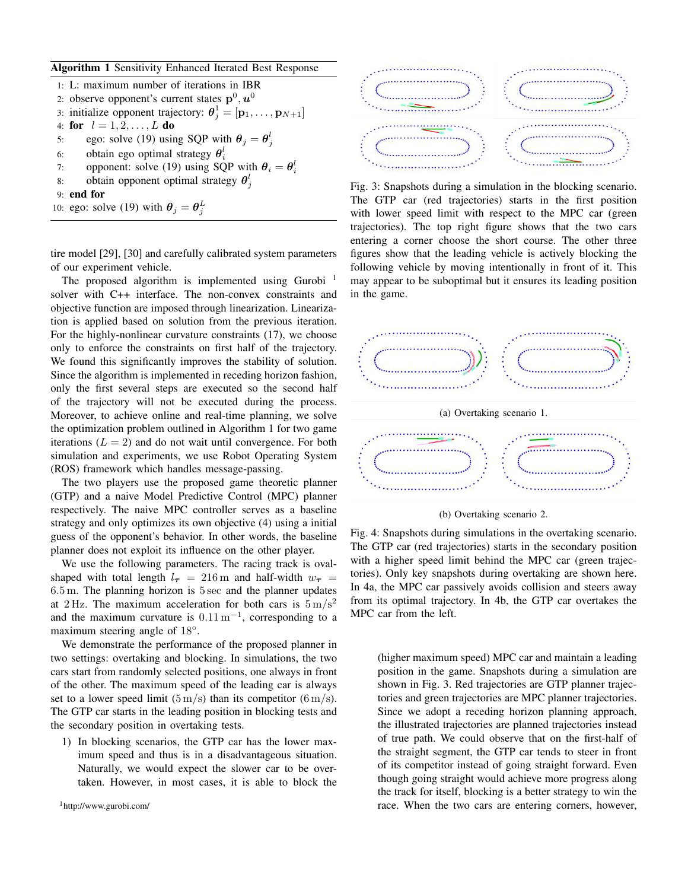**Algorithm 1** Sensitivity Enhanced Iterated Best Response

```
1:  L: maximum number of iterations in IBR
2:  observe opponent's current states p^0, u^0
3:  initialize opponent trajectory: θ_j^1 = [p_1, ..., p_{N+1}]
4:  for l = 1, 2, ..., L do
5:      ego: solve (19) using SQP with θ_j = θ_j^l
6:      obtain ego optimal strategy θ_i^l
7:      opponent: solve (19) using SQP with θ_i = θ_i^l
8:      obtain opponent optimal strategy θ_j^l
9:  end for
10: ego: solve (19) with θ_j = θ_j^L
```

tire model [29], [30] and carefully calibrated system parameters of our experiment vehicle.

The proposed algorithm is implemented using Gurobi [1] solver with C++ interface. The non-convex constraints and objective function are imposed through linearization. Linearization is applied based on solution from the previous iteration. For the highly-nonlinear curvature constraints (17), we choose only to enforce the constraints on first half of the trajectory. We found this significantly improves the stability of solution. Since the algorithm is implemented in receding horizon fashion, only the first several steps are executed so the second half of the trajectory will not be executed during the process. Moreover, to achieve online and real-time planning, we solve the optimization problem outlined in Algorithm 1 for two game iterations ($L = 2$) and do not wait until convergence. For both simulation and experiments, we use Robot Operating System (ROS) framework which handles message-passing.

The two players use the proposed game theoretic planner (GTP) and a naive Model Predictive Control (MPC) planner respectively. The naive MPC controller serves as a baseline strategy and only optimizes its own objective (4) using a initial guess of the opponent's behavior. In other words, the baseline planner does not exploit its influence on the other player.

We use the following parameters. The racing track is oval-shaped with total length $l_{\boldsymbol{\tau}} = 216\,\mathrm{m}$ and half-width $w_{\boldsymbol{\tau}} = 6.5\,\mathrm{m}$. The planning horizon is 5 sec and the planner updates at 2 Hz. The maximum acceleration for both cars is $5\,\mathrm{m/s^2}$ and the maximum curvature is $0.11\,\mathrm{m^{-1}}$, corresponding to a maximum steering angle of $18°$.

We demonstrate the performance of the proposed planner in two settings: overtaking and blocking. In simulations, the two cars start from randomly selected positions, one always in front of the other. The maximum speed of the leading car is always set to a lower speed limit ($5\,\mathrm{m/s}$) than its competitor ($6\,\mathrm{m/s}$). The GTP car starts in the leading position in blocking tests and the secondary position in overtaking tests.

1) In blocking scenarios, the GTP car has the lower maximum speed and thus is in a disadvantageous situation. Naturally, we would expect the slower car to be overtaken. However, in most cases, it is able to block the (higher maximum speed) MPC car and maintain a leading position in the game. Snapshots during a simulation are shown in Fig. 3. Red trajectories are GTP planner trajectories and green trajectories are MPC planner trajectories. Since we adopt a receding horizon planning approach, the illustrated trajectories are planned trajectories instead of true path. We could observe that on the first-half of the straight segment, the GTP car tends to steer in front of its competitor instead of going straight forward. Even though going straight would achieve more progress along the track for itself, blocking is a better strategy to win the race. When the two cars are entering corners, however,

Fig. 3: Snapshots during a simulation in the blocking scenario. The GTP car (red trajectories) starts in the first position with lower speed limit with respect to the MPC car (green trajectories). The top right figure shows that the two cars entering a corner choose the short course. The other three figures show that the leading vehicle is actively blocking the following vehicle by moving intentionally in front of it. This may appear to be suboptimal but it ensures its leading position in the game.

(a) Overtaking scenario 1.

(b) Overtaking scenario 2.

Fig. 4: Snapshots during simulations in the overtaking scenario. The GTP car (red trajectories) starts in the secondary position with a higher speed limit behind the MPC car (green trajectories). Only key snapshots during overtaking are shown here. In 4a, the MPC car passively avoids collision and steers away from its optimal trajectory. In 4b, the GTP car overtakes the MPC car from the left.

[1] http://www.gurobi.com/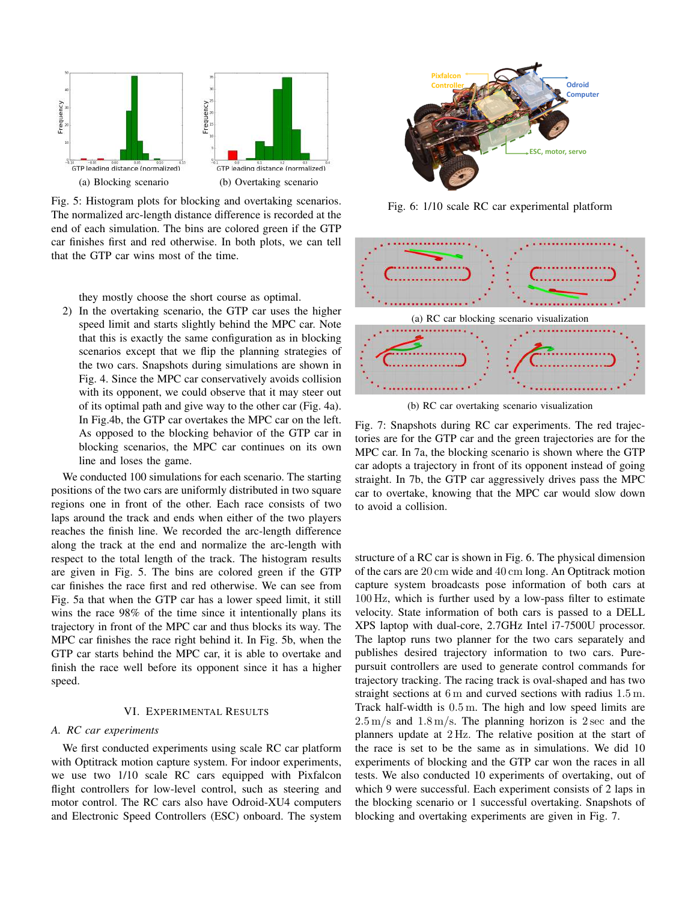(a) Blocking scenario

(b) Overtaking scenario

Fig. 5: Histogram plots for blocking and overtaking scenarios. The normalized arc-length distance difference is recorded at the end of each simulation. The bins are colored green if the GTP car finishes first and red otherwise. In both plots, we can tell that the GTP car wins most of the time.

they mostly choose the short course as optimal.

2) In the overtaking scenario, the GTP car uses the higher speed limit and starts slightly behind the MPC car. Note that this is exactly the same configuration as in blocking scenarios except that we flip the planning strategies of the two cars. Snapshots during simulations are shown in Fig. 4. Since the MPC car conservatively avoids collision with its opponent, we could observe that it may steer out of its optimal path and give way to the other car (Fig. 4a). In Fig.4b, the GTP car overtakes the MPC car on the left. As opposed to the blocking behavior of the GTP car in blocking scenarios, the MPC car continues on its own line and loses the game.

We conducted 100 simulations for each scenario. The starting positions of the two cars are uniformly distributed in two square regions one in front of the other. Each race consists of two laps around the track and ends when either of the two players reaches the finish line. We recorded the arc-length difference along the track at the end and normalize the arc-length with respect to the total length of the track. The histogram results are given in Fig. 5. The bins are colored green if the GTP car finishes the race first and red otherwise. We can see from Fig. 5a that when the GTP car has a lower speed limit, it still wins the race 98% of the time since it intentionally plans its trajectory in front of the MPC car and thus blocks its way. The MPC car finishes the race right behind it. In Fig. 5b, when the GTP car starts behind the MPC car, it is able to overtake and finish the race well before its opponent since it has a higher speed.

## VI. Experimental Results

### A. RC car experiments

We first conducted experiments using scale RC car platform with Optitrack motion capture system. For indoor experiments, we use two 1/10 scale RC cars equipped with Pixfalcon flight controllers for low-level control, such as steering and motor control. The RC cars also have Odroid-XU4 computers and Electronic Speed Controllers (ESC) onboard. The system structure of a RC car is shown in Fig. 6. The physical dimension of the cars are 20 cm wide and 40 cm long. An Optitrack motion capture system broadcasts pose information of both cars at 100 Hz, which is further used by a low-pass filter to estimate velocity. State information of both cars is passed to a DELL XPS laptop with dual-core, 2.7GHz Intel i7-7500U processor. The laptop runs two planner for the two cars separately and publishes desired trajectory information to two cars. Pure-pursuit controllers are used to generate control commands for trajectory tracking. The racing track is oval-shaped and has two straight sections at 6 m and curved sections with radius 1.5 m. Track half-width is 0.5 m. The high and low speed limits are 2.5 m/s and 1.8 m/s. The planning horizon is 2 sec and the planners update at 2 Hz. The relative position at the start of the race is set to be the same as in simulations. We did 10 experiments of blocking and the GTP car won the races in all tests. We also conducted 10 experiments of overtaking, out of which 9 were successful. Each experiment consists of 2 laps in the blocking scenario or 1 successful overtaking. Snapshots of blocking and overtaking experiments are given in Fig. 7.

Fig. 6: 1/10 scale RC car experimental platform

(a) RC car blocking scenario visualization

(b) RC car overtaking scenario visualization

Fig. 7: Snapshots during RC car experiments. The red trajectories are for the GTP car and the green trajectories are for the MPC car. In 7a, the blocking scenario is shown where the GTP car adopts a trajectory in front of its opponent instead of going straight. In 7b, the GTP car aggressively drives pass the MPC car to overtake, knowing that the MPC car would slow down to avoid a collision.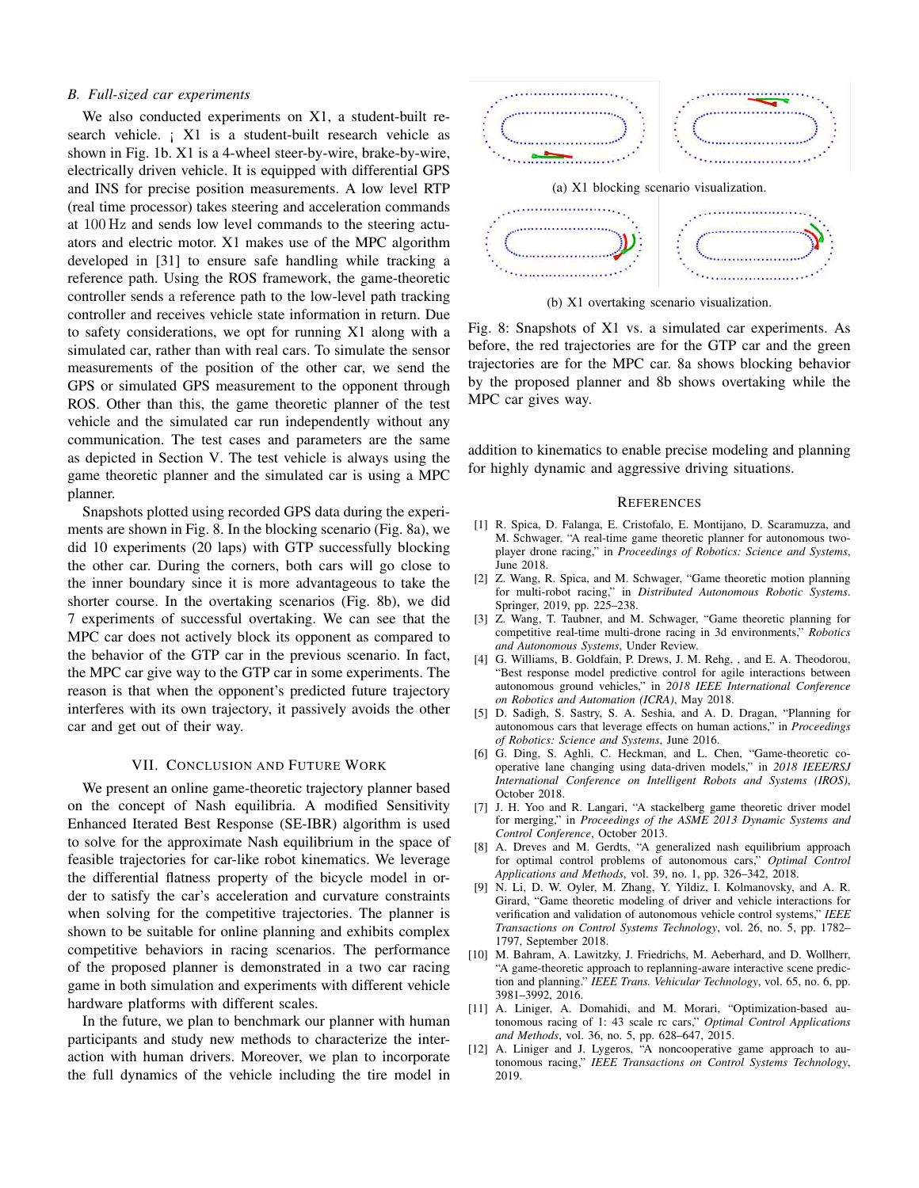### B. Full-sized car experiments

We also conducted experiments on X1, a student-built research vehicle. ¡ X1 is a student-built research vehicle as shown in Fig. 1b. X1 is a 4-wheel steer-by-wire, brake-by-wire, electrically driven vehicle. It is equipped with differential GPS and INS for precise position measurements. A low level RTP (real time processor) takes steering and acceleration commands at 100 Hz and sends low level commands to the steering actuators and electric motor. X1 makes use of the MPC algorithm developed in [31] to ensure safe handling while tracking a reference path. Using the ROS framework, the game-theoretic controller sends a reference path to the low-level path tracking controller and receives vehicle state information in return. Due to safety considerations, we opt for running X1 along with a simulated car, rather than with real cars. To simulate the sensor measurements of the position of the other car, we send the GPS or simulated GPS measurement to the opponent through ROS. Other than this, the game theoretic planner of the test vehicle and the simulated car run independently without any communication. The test cases and parameters are the same as depicted in Section V. The test vehicle is always using the game theoretic planner and the simulated car is using a MPC planner.

Snapshots plotted using recorded GPS data during the experiments are shown in Fig. 8. In the blocking scenario (Fig. 8a), we did 10 experiments (20 laps) with GTP successfully blocking the other car. During the corners, both cars will go close to the inner boundary since it is more advantageous to take the shorter course. In the overtaking scenarios (Fig. 8b), we did 7 experiments of successful overtaking. We can see that the MPC car does not actively block its opponent as compared to the behavior of the GTP car in the previous scenario. In fact, the MPC car give way to the GTP car in some experiments. The reason is that when the opponent's predicted future trajectory interferes with its own trajectory, it passively avoids the other car and get out of their way.

(a) X1 blocking scenario visualization.

(b) X1 overtaking scenario visualization.

Fig. 8: Snapshots of X1 vs. a simulated car experiments. As before, the red trajectories are for the GTP car and the green trajectories are for the MPC car. 8a shows blocking behavior by the proposed planner and 8b shows overtaking while the MPC car gives way.

## VII. Conclusion and Future Work

We present an online game-theoretic trajectory planner based on the concept of Nash equilibria. A modified Sensitivity Enhanced Iterated Best Response (SE-IBR) algorithm is used to solve for the approximate Nash equilibrium in the space of feasible trajectories for car-like robot kinematics. We leverage the differential flatness property of the bicycle model in order to satisfy the car's acceleration and curvature constraints when solving for the competitive trajectories. The planner is shown to be suitable for online planning and exhibits complex competitive behaviors in racing scenarios. The performance of the proposed planner is demonstrated in a two car racing game in both simulation and experiments with different vehicle hardware platforms with different scales.

In the future, we plan to benchmark our planner with human participants and study new methods to characterize the interaction with human drivers. Moreover, we plan to incorporate the full dynamics of the vehicle including the tire model in addition to kinematics to enable precise modeling and planning for highly dynamic and aggressive driving situations.

## References

[1] R. Spica, D. Falanga, E. Cristofalo, E. Montijano, D. Scaramuzza, and M. Schwager, "A real-time game theoretic planner for autonomous two-player drone racing," in *Proceedings of Robotics: Science and Systems*, June 2018.

[2] Z. Wang, R. Spica, and M. Schwager, "Game theoretic motion planning for multi-robot racing," in *Distributed Autonomous Robotic Systems*. Springer, 2019, pp. 225–238.

[3] Z. Wang, T. Taubner, and M. Schwager, "Game theoretic planning for competitive real-time multi-drone racing in 3d environments," *Robotics and Autonomous Systems*, Under Review.

[4] G. Williams, B. Goldfain, P. Drews, J. M. Rehg, , and E. A. Theodorou, "Best response model predictive control for agile interactions between autonomous ground vehicles," in *2018 IEEE International Conference on Robotics and Automation (ICRA)*, May 2018.

[5] D. Sadigh, S. Sastry, S. A. Seshia, and A. D. Dragan, "Planning for autonomous cars that leverage effects on human actions," in *Proceedings of Robotics: Science and Systems*, June 2016.

[6] G. Ding, S. Aghli, C. Heckman, and L. Chen, "Game-theoretic cooperative lane changing using data-driven models," in *2018 IEEE/RSJ International Conference on Intelligent Robots and Systems (IROS)*, October 2018.

[7] J. H. Yoo and R. Langari, "A stackelberg game theoretic driver model for merging," in *Proceedings of the ASME 2013 Dynamic Systems and Control Conference*, October 2013.

[8] A. Dreves and M. Gerdts, "A generalized nash equilibrium approach for optimal control problems of autonomous cars," *Optimal Control Applications and Methods*, vol. 39, no. 1, pp. 326–342, 2018.

[9] N. Li, D. W. Oyler, M. Zhang, Y. Yildiz, I. Kolmanovsky, and A. R. Girard, "Game theoretic modeling of driver and vehicle interactions for verification and validation of autonomous vehicle control systems," *IEEE Transactions on Control Systems Technology*, vol. 26, no. 5, pp. 1782–1797, September 2018.

[10] M. Bahram, A. Lawitzky, J. Friedrichs, M. Aeberhard, and D. Wollherr, "A game-theoretic approach to replanning-aware interactive scene prediction and planning," *IEEE Trans. Vehicular Technology*, vol. 65, no. 6, pp. 3981–3992, 2016.

[11] A. Liniger, A. Domahidi, and M. Morari, "Optimization-based autonomous racing of 1: 43 scale rc cars," *Optimal Control Applications and Methods*, vol. 36, no. 5, pp. 628–647, 2015.

[12] A. Liniger and J. Lygeros, "A noncooperative game approach to autonomous racing," *IEEE Transactions on Control Systems Technology*, 2019.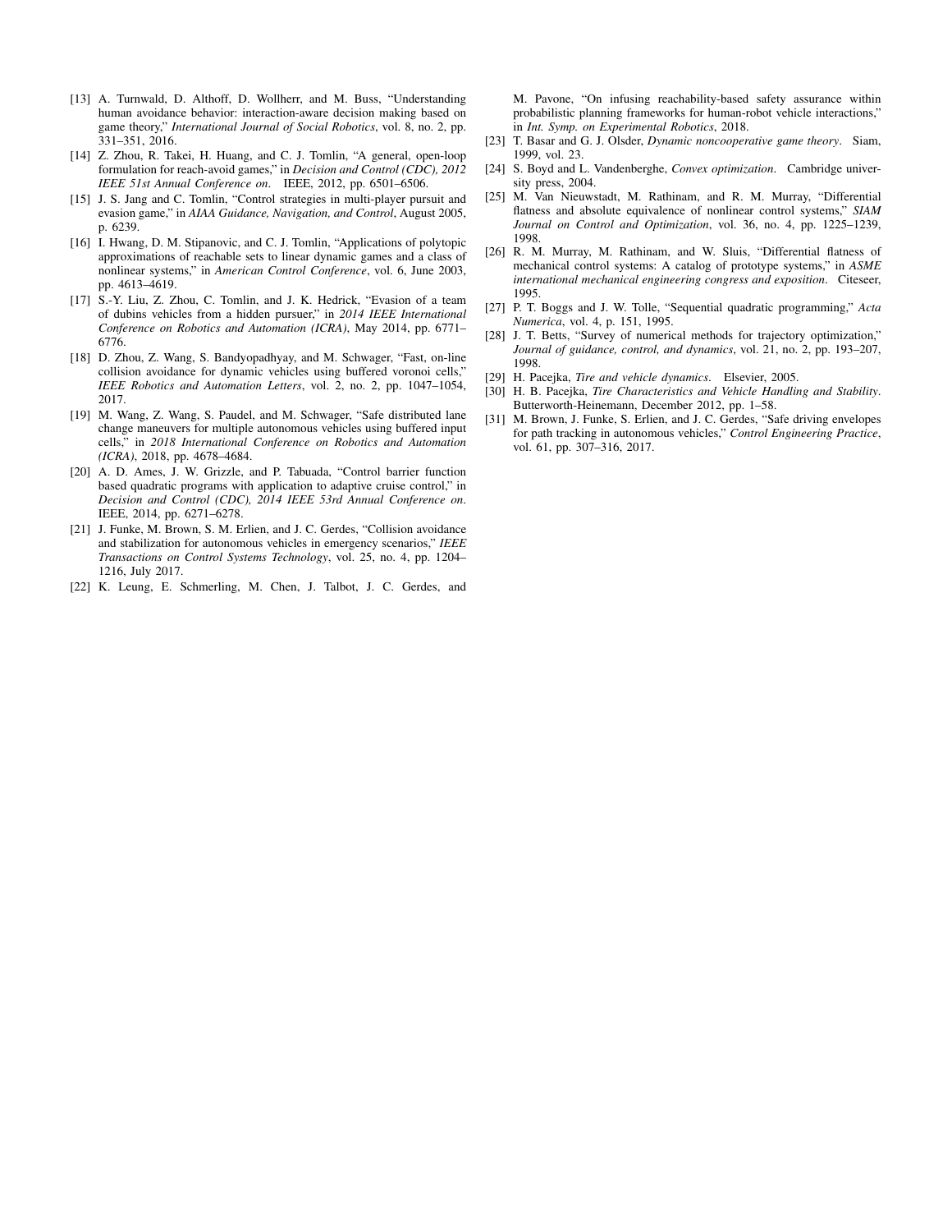[13] A. Turnwald, D. Althoff, D. Wollherr, and M. Buss, "Understanding human avoidance behavior: interaction-aware decision making based on game theory," *International Journal of Social Robotics*, vol. 8, no. 2, pp. 331–351, 2016.

[14] Z. Zhou, R. Takei, H. Huang, and C. J. Tomlin, "A general, open-loop formulation for reach-avoid games," in *Decision and Control (CDC), 2012 IEEE 51st Annual Conference on*. IEEE, 2012, pp. 6501–6506.

[15] J. S. Jang and C. Tomlin, "Control strategies in multi-player pursuit and evasion game," in *AIAA Guidance, Navigation, and Control*, August 2005, p. 6239.

[16] I. Hwang, D. M. Stipanovic, and C. J. Tomlin, "Applications of polytopic approximations of reachable sets to linear dynamic games and a class of nonlinear systems," in *American Control Conference*, vol. 6, June 2003, pp. 4613–4619.

[17] S.-Y. Liu, Z. Zhou, C. Tomlin, and J. K. Hedrick, "Evasion of a team of dubins vehicles from a hidden pursuer," in *2014 IEEE International Conference on Robotics and Automation (ICRA)*, May 2014, pp. 6771–6776.

[18] D. Zhou, Z. Wang, S. Bandyopadhyay, and M. Schwager, "Fast, on-line collision avoidance for dynamic vehicles using buffered voronoi cells," *IEEE Robotics and Automation Letters*, vol. 2, no. 2, pp. 1047–1054, 2017.

[19] M. Wang, Z. Wang, S. Paudel, and M. Schwager, "Safe distributed lane change maneuvers for multiple autonomous vehicles using buffered input cells," in *2018 International Conference on Robotics and Automation (ICRA)*, 2018, pp. 4678–4684.

[20] A. D. Ames, J. W. Grizzle, and P. Tabuada, "Control barrier function based quadratic programs with application to adaptive cruise control," in *Decision and Control (CDC), 2014 IEEE 53rd Annual Conference on*. IEEE, 2014, pp. 6271–6278.

[21] J. Funke, M. Brown, S. M. Erlien, and J. C. Gerdes, "Collision avoidance and stabilization for autonomous vehicles in emergency scenarios," *IEEE Transactions on Control Systems Technology*, vol. 25, no. 4, pp. 1204–1216, July 2017.

[22] K. Leung, E. Schmerling, M. Chen, J. Talbot, J. C. Gerdes, and M. Pavone, "On infusing reachability-based safety assurance within probabilistic planning frameworks for human-robot vehicle interactions," in *Int. Symp. on Experimental Robotics*, 2018.

[23] T. Basar and G. J. Olsder, *Dynamic noncooperative game theory*. Siam, 1999, vol. 23.

[24] S. Boyd and L. Vandenberghe, *Convex optimization*. Cambridge university press, 2004.

[25] M. Van Nieuwstadt, M. Rathinam, and R. M. Murray, "Differential flatness and absolute equivalence of nonlinear control systems," *SIAM Journal on Control and Optimization*, vol. 36, no. 4, pp. 1225–1239, 1998.

[26] R. M. Murray, M. Rathinam, and W. Sluis, "Differential flatness of mechanical control systems: A catalog of prototype systems," in *ASME international mechanical engineering congress and exposition*. Citeseer, 1995.

[27] P. T. Boggs and J. W. Tolle, "Sequential quadratic programming," *Acta Numerica*, vol. 4, p. 151, 1995.

[28] J. T. Betts, "Survey of numerical methods for trajectory optimization," *Journal of guidance, control, and dynamics*, vol. 21, no. 2, pp. 193–207, 1998.

[29] H. Pacejka, *Tire and vehicle dynamics*. Elsevier, 2005.

[30] H. B. Pacejka, *Tire Characteristics and Vehicle Handling and Stability*. Butterworth-Heinemann, December 2012, pp. 1–58.

[31] M. Brown, J. Funke, S. Erlien, and J. C. Gerdes, "Safe driving envelopes for path tracking in autonomous vehicles," *Control Engineering Practice*, vol. 61, pp. 307–316, 2017.